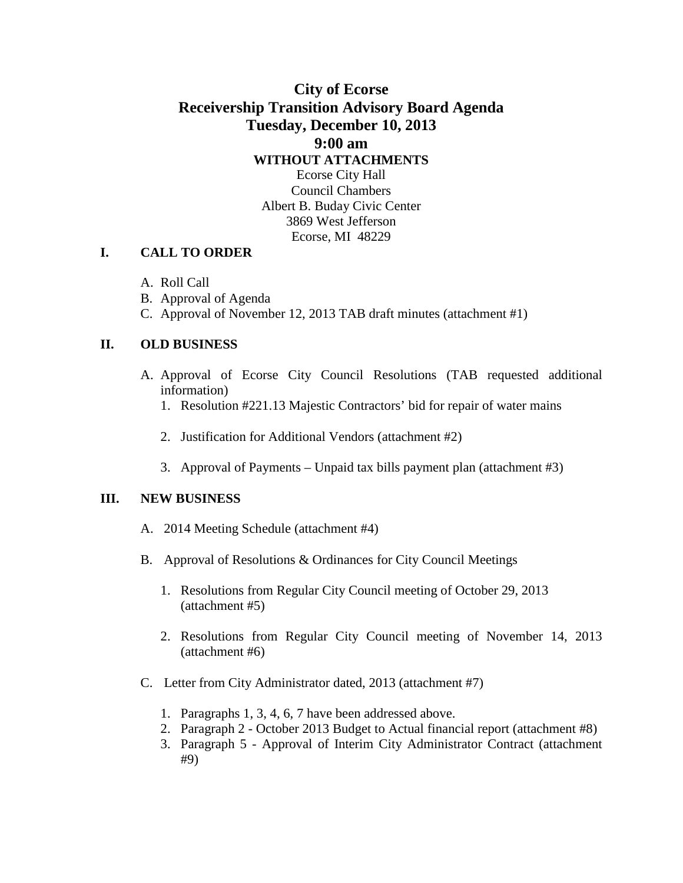# City of Ecorse
# Receivership Transition Advisory Board Agenda
# Tuesday, December 10, 2013
# 9:00 am

**WITHOUT ATTACHMENTS**

Ecorse City Hall
Council Chambers
Albert B. Buday Civic Center
3869 West Jefferson
Ecorse, MI 48229

## I. CALL TO ORDER

A. Roll Call
B. Approval of Agenda
C. Approval of November 12, 2013 TAB draft minutes (attachment #1)

## II. OLD BUSINESS

A. Approval of Ecorse City Council Resolutions (TAB requested additional information)
   1. Resolution #221.13 Majestic Contractors' bid for repair of water mains
   2. Justification for Additional Vendors (attachment #2)
   3. Approval of Payments – Unpaid tax bills payment plan (attachment #3)

## III. NEW BUSINESS

A. 2014 Meeting Schedule (attachment #4)

B. Approval of Resolutions & Ordinances for City Council Meetings
   1. Resolutions from Regular City Council meeting of October 29, 2013 (attachment #5)
   2. Resolutions from Regular City Council meeting of November 14, 2013 (attachment #6)

C. Letter from City Administrator dated, 2013 (attachment #7)
   1. Paragraphs 1, 3, 4, 6, 7 have been addressed above.
   2. Paragraph 2 - October 2013 Budget to Actual financial report (attachment #8)
   3. Paragraph 5 - Approval of Interim City Administrator Contract (attachment #9)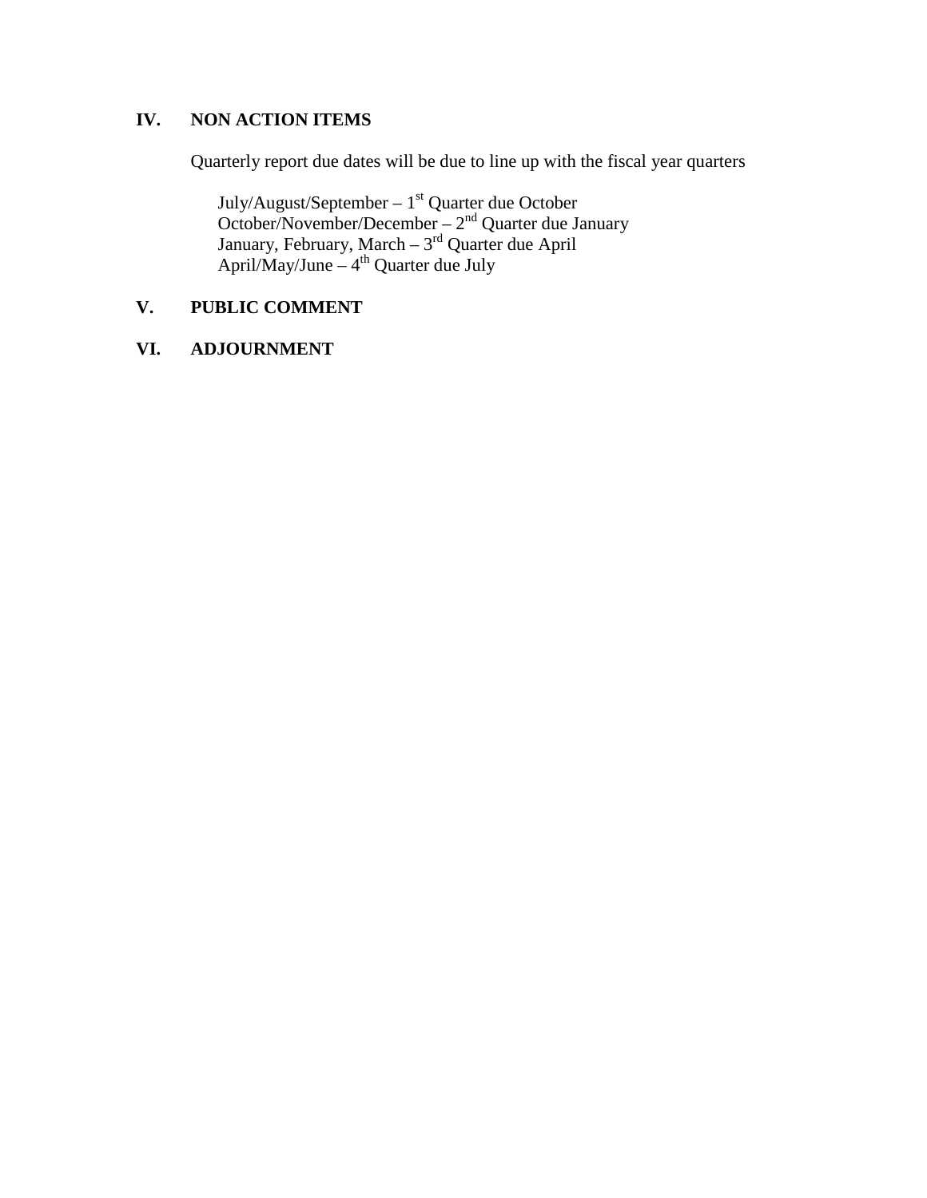## IV. NON ACTION ITEMS

Quarterly report due dates will be due to line up with the fiscal year quarters

July/August/September – 1st Quarter due October
October/November/December – 2nd Quarter due January
January, February, March – 3rd Quarter due April
April/May/June – 4th Quarter due July

## V. PUBLIC COMMENT

## VI. ADJOURNMENT